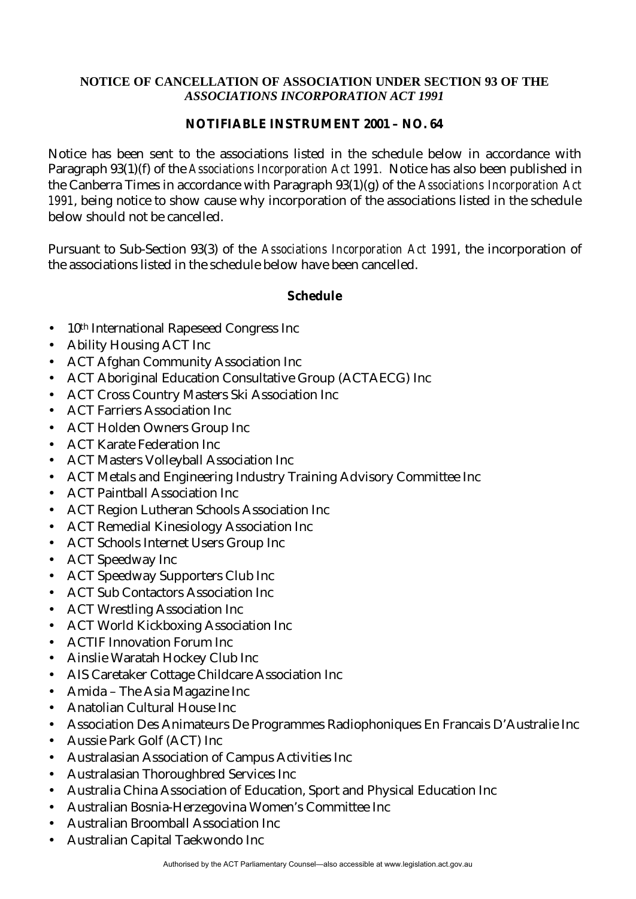**NOTICE OF CANCELLATION OF ASSOCIATION UNDER SECTION 93 OF THE *ASSOCIATIONS INCORPORATION ACT 1991***

**NOTIFIABLE INSTRUMENT 2001 – NO. 64**

Notice has been sent to the associations listed in the schedule below in accordance with Paragraph 93(1)(f) of the *Associations Incorporation Act 1991.* Notice has also been published in the Canberra Times in accordance with Paragraph 93(1)(g) of the *Associations Incorporation Act 1991*, being notice to show cause why incorporation of the associations listed in the schedule below should not be cancelled.

Pursuant to Sub-Section 93(3) of the *Associations Incorporation Act 1991*, the incorporation of the associations listed in the schedule below have been cancelled.

**Schedule**

- 10th International Rapeseed Congress Inc
- Ability Housing ACT Inc
- ACT Afghan Community Association Inc
- ACT Aboriginal Education Consultative Group (ACTAECG) Inc
- ACT Cross Country Masters Ski Association Inc
- ACT Farriers Association Inc
- ACT Holden Owners Group Inc
- ACT Karate Federation Inc
- ACT Masters Volleyball Association Inc
- ACT Metals and Engineering Industry Training Advisory Committee Inc
- ACT Paintball Association Inc
- ACT Region Lutheran Schools Association Inc
- ACT Remedial Kinesiology Association Inc
- ACT Schools Internet Users Group Inc
- ACT Speedway Inc
- ACT Speedway Supporters Club Inc
- ACT Sub Contactors Association Inc
- ACT Wrestling Association Inc
- ACT World Kickboxing Association Inc
- ACTIF Innovation Forum Inc
- Ainslie Waratah Hockey Club Inc
- AIS Caretaker Cottage Childcare Association Inc
- Amida – The Asia Magazine Inc
- Anatolian Cultural House Inc
- Association Des Animateurs De Programmes Radiophoniques En Francais D'Australie Inc
- Aussie Park Golf (ACT) Inc
- Australasian Association of Campus Activities Inc
- Australasian Thoroughbred Services Inc
- Australia China Association of Education, Sport and Physical Education Inc
- Australian Bosnia-Herzegovina Women's Committee Inc
- Australian Broomball Association Inc
- Australian Capital Taekwondo Inc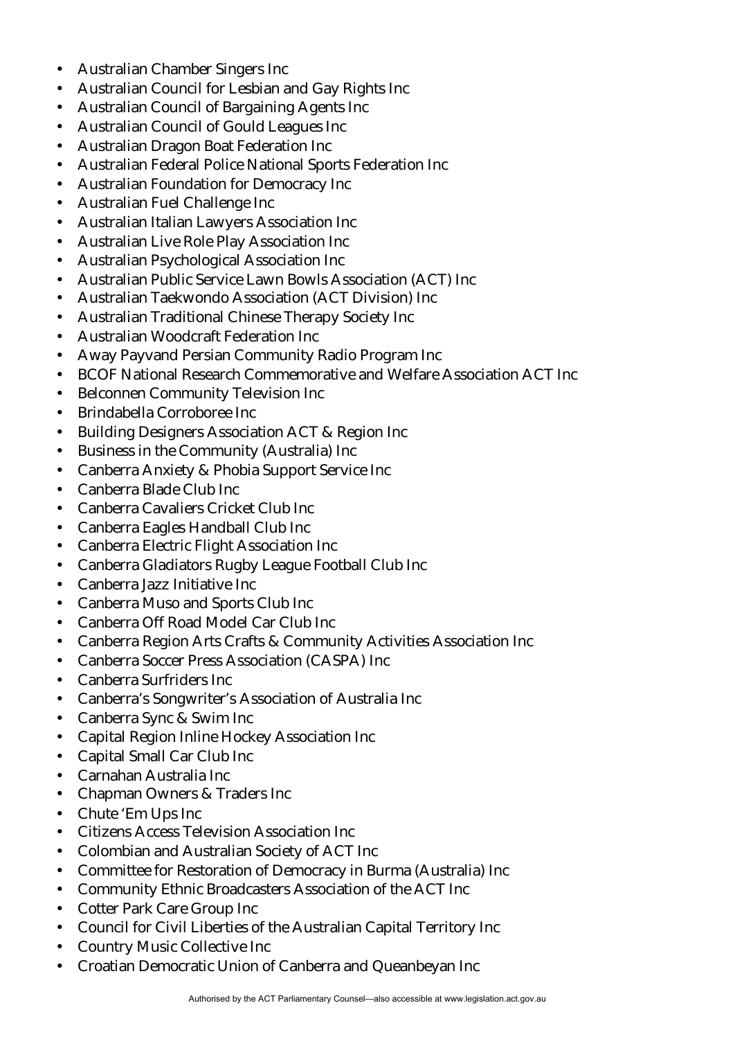- Australian Chamber Singers Inc
- Australian Council for Lesbian and Gay Rights Inc
- Australian Council of Bargaining Agents Inc
- Australian Council of Gould Leagues Inc
- Australian Dragon Boat Federation Inc
- Australian Federal Police National Sports Federation Inc
- Australian Foundation for Democracy Inc
- Australian Fuel Challenge Inc
- Australian Italian Lawyers Association Inc
- Australian Live Role Play Association Inc
- Australian Psychological Association Inc
- Australian Public Service Lawn Bowls Association (ACT) Inc
- Australian Taekwondo Association (ACT Division) Inc
- Australian Traditional Chinese Therapy Society Inc
- Australian Woodcraft Federation Inc
- Away Payvand Persian Community Radio Program Inc
- BCOF National Research Commemorative and Welfare Association ACT Inc
- Belconnen Community Television Inc
- Brindabella Corroboree Inc
- Building Designers Association ACT & Region Inc
- Business in the Community (Australia) Inc
- Canberra Anxiety & Phobia Support Service Inc
- Canberra Blade Club Inc
- Canberra Cavaliers Cricket Club Inc
- Canberra Eagles Handball Club Inc
- Canberra Electric Flight Association Inc
- Canberra Gladiators Rugby League Football Club Inc
- Canberra Jazz Initiative Inc
- Canberra Muso and Sports Club Inc
- Canberra Off Road Model Car Club Inc
- Canberra Region Arts Crafts & Community Activities Association Inc
- Canberra Soccer Press Association (CASPA) Inc
- Canberra Surfriders Inc
- Canberra's Songwriter's Association of Australia Inc
- Canberra Sync & Swim Inc
- Capital Region Inline Hockey Association Inc
- Capital Small Car Club Inc
- Carnahan Australia Inc
- Chapman Owners & Traders Inc
- Chute 'Em Ups Inc
- Citizens Access Television Association Inc
- Colombian and Australian Society of ACT Inc
- Committee for Restoration of Democracy in Burma (Australia) Inc
- Community Ethnic Broadcasters Association of the ACT Inc
- Cotter Park Care Group Inc
- Council for Civil Liberties of the Australian Capital Territory Inc
- Country Music Collective Inc
- Croatian Democratic Union of Canberra and Queanbeyan Inc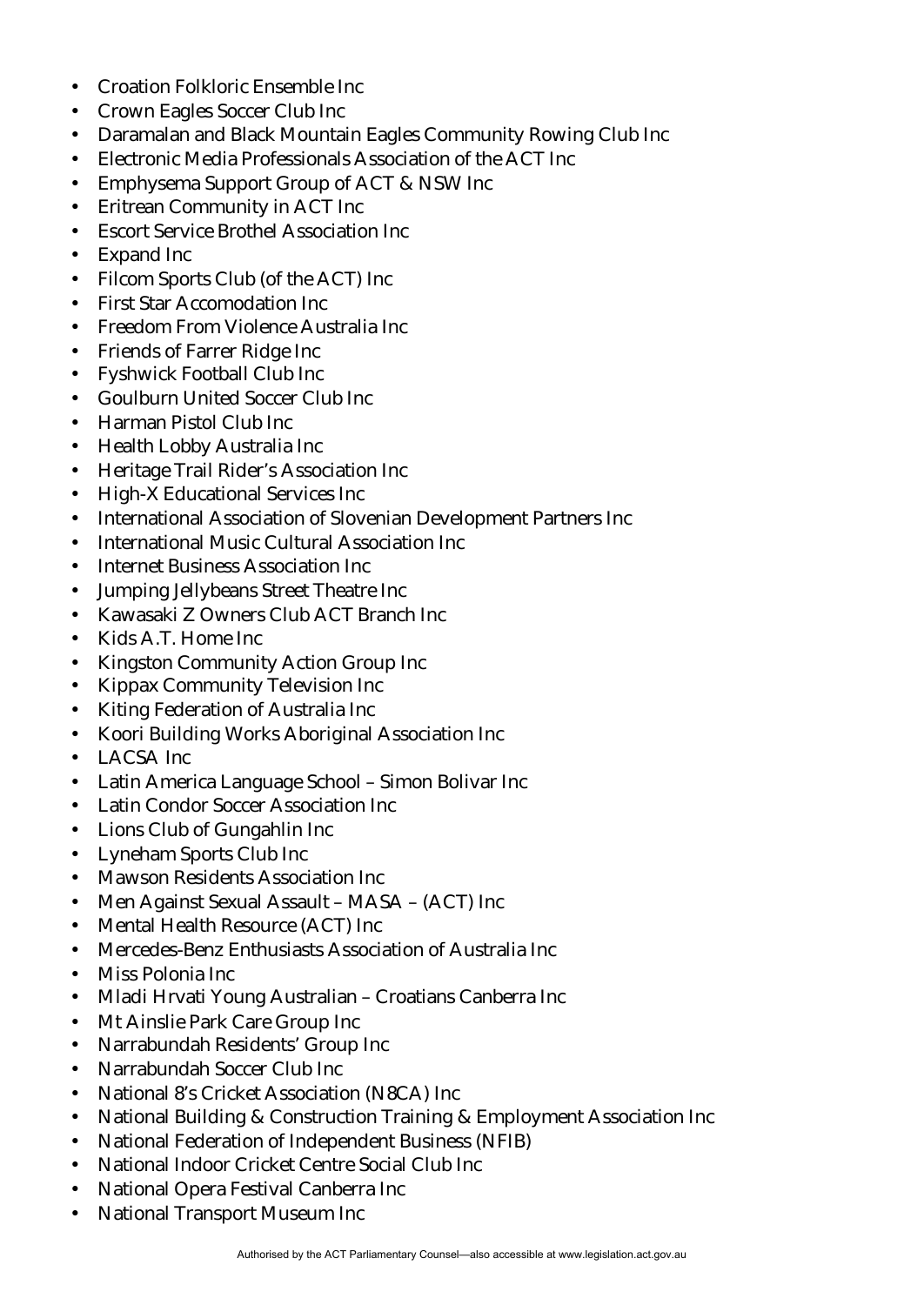- Croation Folkloric Ensemble Inc
- Crown Eagles Soccer Club Inc
- Daramalan and Black Mountain Eagles Community Rowing Club Inc
- Electronic Media Professionals Association of the ACT Inc
- Emphysema Support Group of ACT & NSW Inc
- Eritrean Community in ACT Inc
- Escort Service Brothel Association Inc
- Expand Inc
- Filcom Sports Club (of the ACT) Inc
- First Star Accomodation Inc
- Freedom From Violence Australia Inc
- Friends of Farrer Ridge Inc
- Fyshwick Football Club Inc
- Goulburn United Soccer Club Inc
- Harman Pistol Club Inc
- Health Lobby Australia Inc
- Heritage Trail Rider's Association Inc
- High-X Educational Services Inc
- International Association of Slovenian Development Partners Inc
- International Music Cultural Association Inc
- Internet Business Association Inc
- Jumping Jellybeans Street Theatre Inc
- Kawasaki Z Owners Club ACT Branch Inc
- Kids A.T. Home Inc
- Kingston Community Action Group Inc
- Kippax Community Television Inc
- Kiting Federation of Australia Inc
- Koori Building Works Aboriginal Association Inc
- LACSA Inc
- Latin America Language School – Simon Bolivar Inc
- Latin Condor Soccer Association Inc
- Lions Club of Gungahlin Inc
- Lyneham Sports Club Inc
- Mawson Residents Association Inc
- Men Against Sexual Assault – MASA – (ACT) Inc
- Mental Health Resource (ACT) Inc
- Mercedes-Benz Enthusiasts Association of Australia Inc
- Miss Polonia Inc
- Mladi Hrvati Young Australian – Croatians Canberra Inc
- Mt Ainslie Park Care Group Inc
- Narrabundah Residents' Group Inc
- Narrabundah Soccer Club Inc
- National 8's Cricket Association (N8CA) Inc
- National Building & Construction Training & Employment Association Inc
- National Federation of Independent Business (NFIB)
- National Indoor Cricket Centre Social Club Inc
- National Opera Festival Canberra Inc
- National Transport Museum Inc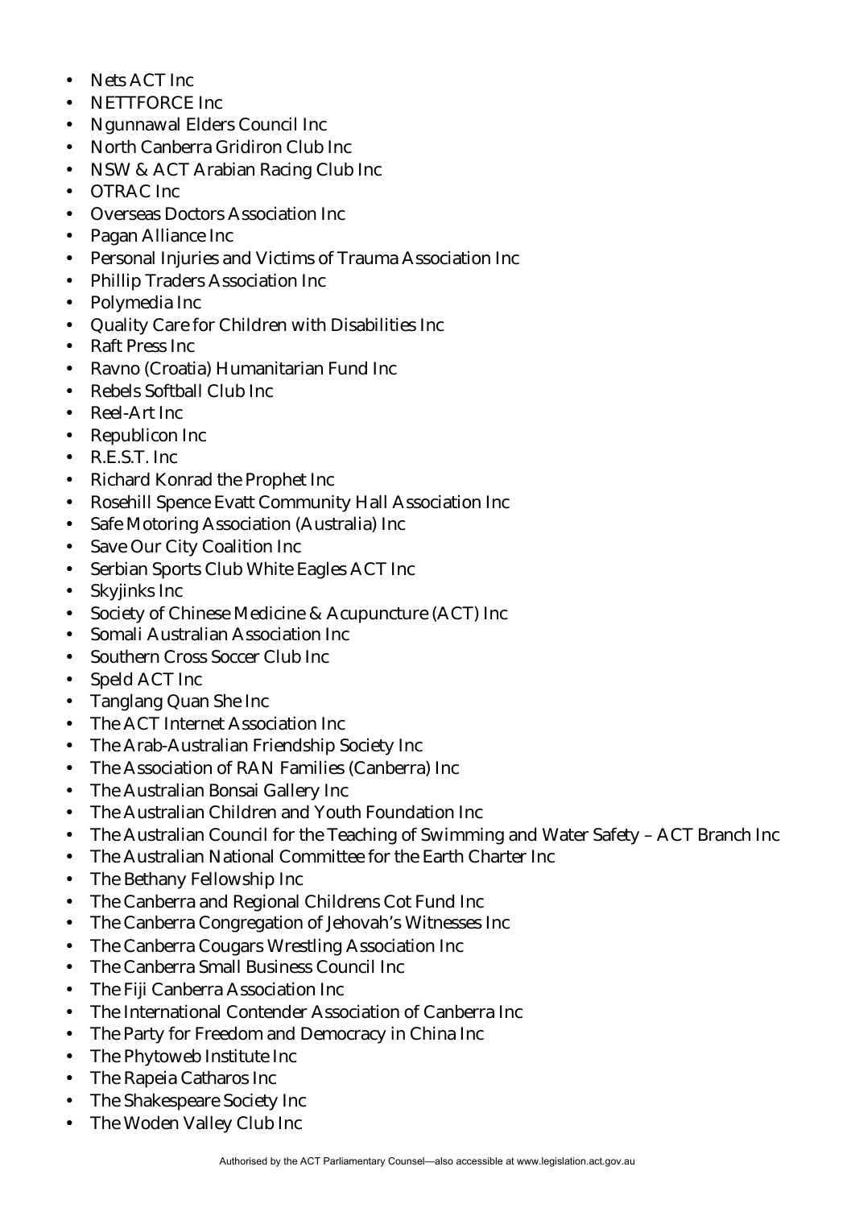- Nets ACT Inc
- NETTFORCE Inc
- Ngunnawal Elders Council Inc
- North Canberra Gridiron Club Inc
- NSW & ACT Arabian Racing Club Inc
- OTRAC Inc
- Overseas Doctors Association Inc
- Pagan Alliance Inc
- Personal Injuries and Victims of Trauma Association Inc
- Phillip Traders Association Inc
- Polymedia Inc
- Quality Care for Children with Disabilities Inc
- Raft Press Inc
- Ravno (Croatia) Humanitarian Fund Inc
- Rebels Softball Club Inc
- Reel-Art Inc
- Republicon Inc
- R.E.S.T. Inc
- Richard Konrad the Prophet Inc
- Rosehill Spence Evatt Community Hall Association Inc
- Safe Motoring Association (Australia) Inc
- Save Our City Coalition Inc
- Serbian Sports Club White Eagles ACT Inc
- Skyjinks Inc
- Society of Chinese Medicine & Acupuncture (ACT) Inc
- Somali Australian Association Inc
- Southern Cross Soccer Club Inc
- Speld ACT Inc
- Tanglang Quan She Inc
- The ACT Internet Association Inc
- The Arab-Australian Friendship Society Inc
- The Association of RAN Families (Canberra) Inc
- The Australian Bonsai Gallery Inc
- The Australian Children and Youth Foundation Inc
- The Australian Council for the Teaching of Swimming and Water Safety – ACT Branch Inc
- The Australian National Committee for the Earth Charter Inc
- The Bethany Fellowship Inc
- The Canberra and Regional Childrens Cot Fund Inc
- The Canberra Congregation of Jehovah's Witnesses Inc
- The Canberra Cougars Wrestling Association Inc
- The Canberra Small Business Council Inc
- The Fiji Canberra Association Inc
- The International Contender Association of Canberra Inc
- The Party for Freedom and Democracy in China Inc
- The Phytoweb Institute Inc
- The Rapeia Catharos Inc
- The Shakespeare Society Inc
- The Woden Valley Club Inc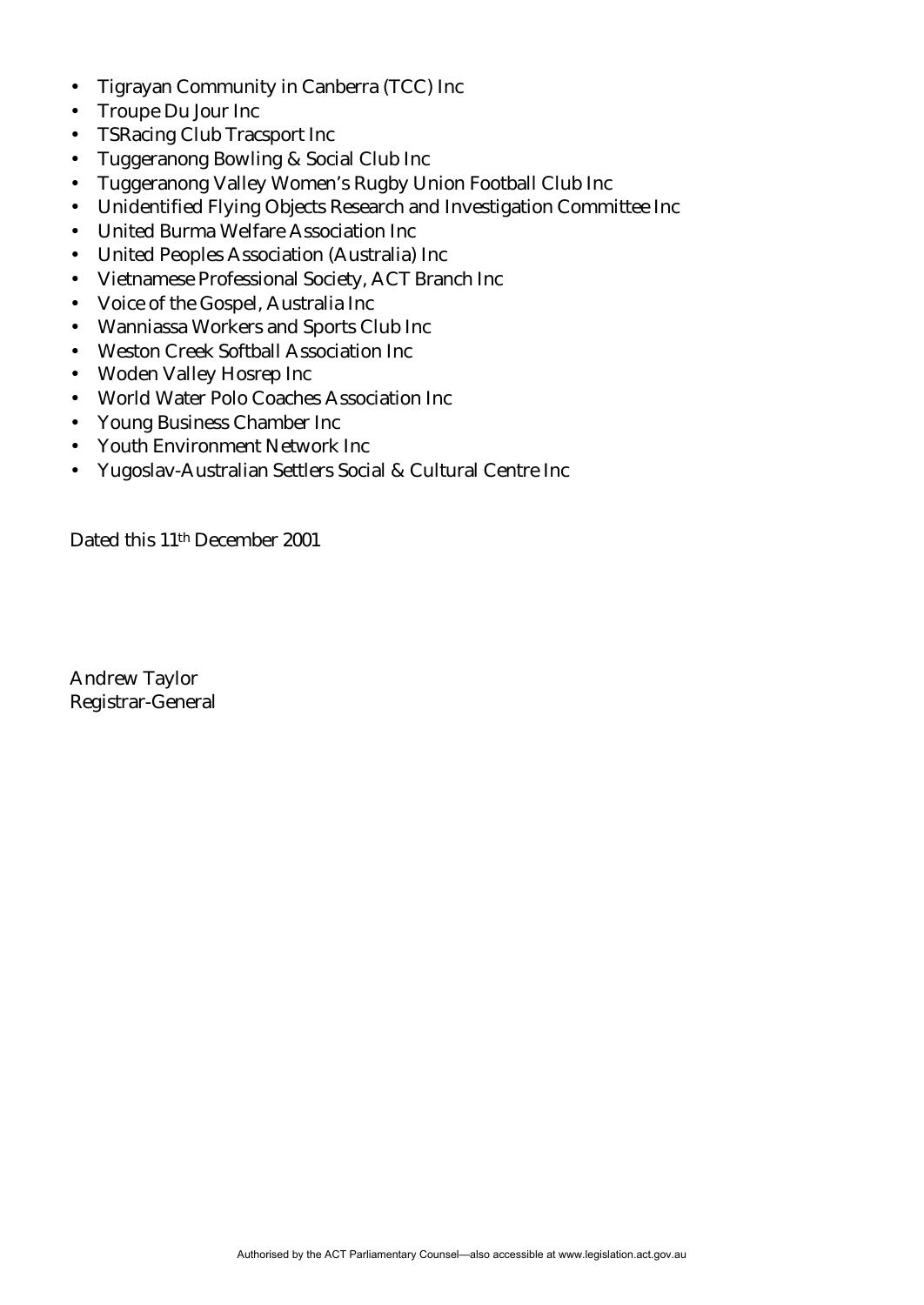- Tigrayan Community in Canberra (TCC) Inc
- Troupe Du Jour Inc
- TSRacing Club Tracsport Inc
- Tuggeranong Bowling & Social Club Inc
- Tuggeranong Valley Women's Rugby Union Football Club Inc
- Unidentified Flying Objects Research and Investigation Committee Inc
- United Burma Welfare Association Inc
- United Peoples Association (Australia) Inc
- Vietnamese Professional Society, ACT Branch Inc
- Voice of the Gospel, Australia Inc
- Wanniassa Workers and Sports Club Inc
- Weston Creek Softball Association Inc
- Woden Valley Hosrep Inc
- World Water Polo Coaches Association Inc
- Young Business Chamber Inc
- Youth Environment Network Inc
- Yugoslav-Australian Settlers Social & Cultural Centre Inc

Dated this 11th December 2001

Andrew Taylor
Registrar-General